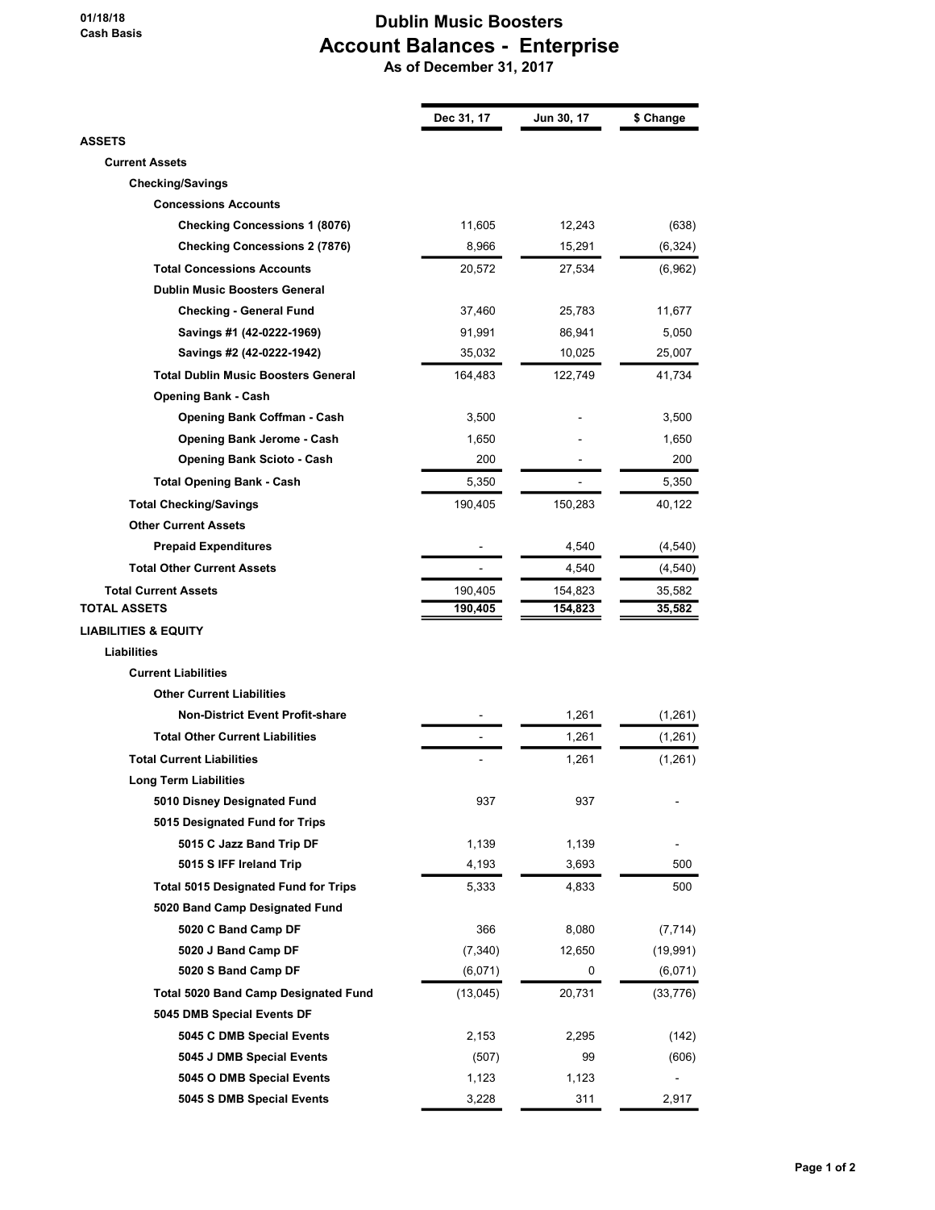01/18/18
Cash Basis

# Dublin Music Boosters
## Account Balances - Enterprise
### As of December 31, 2017

| | Dec 31, 17 | Jun 30, 17 | $ Change |
|---|---|---|---|
| **ASSETS** | | | |
| **Current Assets** | | | |
| **Checking/Savings** | | | |
| **Concessions Accounts** | | | |
| **Checking Concessions 1 (8076)** | 11,605 | 12,243 | (638) |
| **Checking Concessions 2 (7876)** | 8,966 | 15,291 | (6,324) |
| **Total Concessions Accounts** | 20,572 | 27,534 | (6,962) |
| **Dublin Music Boosters General** | | | |
| **Checking - General Fund** | 37,460 | 25,783 | 11,677 |
| **Savings #1 (42-0222-1969)** | 91,991 | 86,941 | 5,050 |
| **Savings #2 (42-0222-1942)** | 35,032 | 10,025 | 25,007 |
| **Total Dublin Music Boosters General** | 164,483 | 122,749 | 41,734 |
| **Opening Bank - Cash** | | | |
| **Opening Bank Coffman - Cash** | 3,500 | - | 3,500 |
| **Opening Bank Jerome - Cash** | 1,650 | - | 1,650 |
| **Opening Bank Scioto - Cash** | 200 | - | 200 |
| **Total Opening Bank - Cash** | 5,350 | - | 5,350 |
| **Total Checking/Savings** | 190,405 | 150,283 | 40,122 |
| **Other Current Assets** | | | |
| **Prepaid Expenditures** | - | 4,540 | (4,540) |
| **Total Other Current Assets** | - | 4,540 | (4,540) |
| **Total Current Assets** | 190,405 | 154,823 | 35,582 |
| **TOTAL ASSETS** | **190,405** | **154,823** | **35,582** |
| **LIABILITIES & EQUITY** | | | |
| **Liabilities** | | | |
| **Current Liabilities** | | | |
| **Other Current Liabilities** | | | |
| **Non-District Event Profit-share** | - | 1,261 | (1,261) |
| **Total Other Current Liabilities** | - | 1,261 | (1,261) |
| **Total Current Liabilities** | - | 1,261 | (1,261) |
| **Long Term Liabilities** | | | |
| **5010 Disney Designated Fund** | 937 | 937 | - |
| **5015 Designated Fund for Trips** | | | |
| **5015 C Jazz Band Trip DF** | 1,139 | 1,139 | - |
| **5015 S IFF Ireland Trip** | 4,193 | 3,693 | 500 |
| **Total 5015 Designated Fund for Trips** | 5,333 | 4,833 | 500 |
| **5020 Band Camp Designated Fund** | | | |
| **5020 C Band Camp DF** | 366 | 8,080 | (7,714) |
| **5020 J Band Camp DF** | (7,340) | 12,650 | (19,991) |
| **5020 S Band Camp DF** | (6,071) | 0 | (6,071) |
| **Total 5020 Band Camp Designated Fund** | (13,045) | 20,731 | (33,776) |
| **5045 DMB Special Events DF** | | | |
| **5045 C DMB Special Events** | 2,153 | 2,295 | (142) |
| **5045 J DMB Special Events** | (507) | 99 | (606) |
| **5045 O DMB Special Events** | 1,123 | 1,123 | - |
| **5045 S DMB Special Events** | 3,228 | 311 | 2,917 |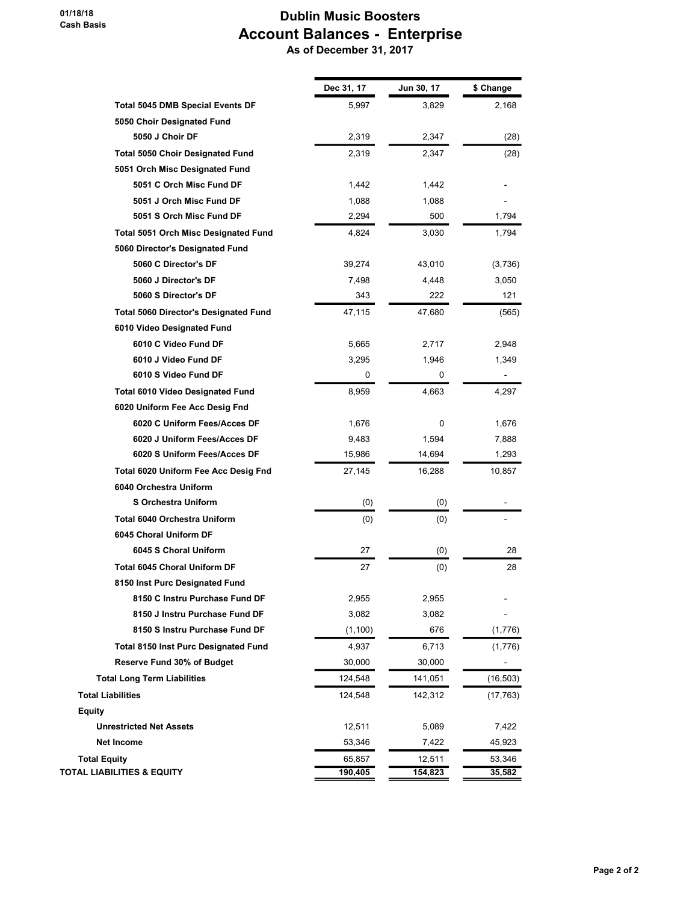01/18/18
Cash Basis

# Dublin Music Boosters
## Account Balances - Enterprise
### As of December 31, 2017

| | Dec 31, 17 | Jun 30, 17 | $ Change |
|---|---|---|---|
| Total 5045 DMB Special Events DF | 5,997 | 3,829 | 2,168 |
| 5050 Choir Designated Fund | | | |
| 5050 J Choir DF | 2,319 | 2,347 | (28) |
| Total 5050 Choir Designated Fund | 2,319 | 2,347 | (28) |
| 5051 Orch Misc Designated Fund | | | |
| 5051 C Orch Misc Fund DF | 1,442 | 1,442 | - |
| 5051 J Orch Misc Fund DF | 1,088 | 1,088 | - |
| 5051 S Orch Misc Fund DF | 2,294 | 500 | 1,794 |
| Total 5051 Orch Misc Designated Fund | 4,824 | 3,030 | 1,794 |
| 5060 Director's Designated Fund | | | |
| 5060 C Director's DF | 39,274 | 43,010 | (3,736) |
| 5060 J Director's DF | 7,498 | 4,448 | 3,050 |
| 5060 S Director's DF | 343 | 222 | 121 |
| Total 5060 Director's Designated Fund | 47,115 | 47,680 | (565) |
| 6010 Video Designated Fund | | | |
| 6010 C Video Fund DF | 5,665 | 2,717 | 2,948 |
| 6010 J Video Fund DF | 3,295 | 1,946 | 1,349 |
| 6010 S Video Fund DF | 0 | 0 | - |
| Total 6010 Video Designated Fund | 8,959 | 4,663 | 4,297 |
| 6020 Uniform Fee Acc Desig Fnd | | | |
| 6020 C Uniform Fees/Acces DF | 1,676 | 0 | 1,676 |
| 6020 J Uniform Fees/Acces DF | 9,483 | 1,594 | 7,888 |
| 6020 S Uniform Fees/Acces DF | 15,986 | 14,694 | 1,293 |
| Total 6020 Uniform Fee Acc Desig Fnd | 27,145 | 16,288 | 10,857 |
| 6040 Orchestra Uniform | | | |
| S Orchestra Uniform | (0) | (0) | - |
| Total 6040 Orchestra Uniform | (0) | (0) | - |
| 6045 Choral Uniform DF | | | |
| 6045 S Choral Uniform | 27 | (0) | 28 |
| Total 6045 Choral Uniform DF | 27 | (0) | 28 |
| 8150 Inst Purc Designated Fund | | | |
| 8150 C Instru Purchase Fund DF | 2,955 | 2,955 | - |
| 8150 J Instru Purchase Fund DF | 3,082 | 3,082 | - |
| 8150 S Instru Purchase Fund DF | (1,100) | 676 | (1,776) |
| Total 8150 Inst Purc Designated Fund | 4,937 | 6,713 | (1,776) |
| Reserve Fund 30% of Budget | 30,000 | 30,000 | - |
| Total Long Term Liabilities | 124,548 | 141,051 | (16,503) |
| Total Liabilities | 124,548 | 142,312 | (17,763) |
| Equity | | | |
| Unrestricted Net Assets | 12,511 | 5,089 | 7,422 |
| Net Income | 53,346 | 7,422 | 45,923 |
| Total Equity | 65,857 | 12,511 | 53,346 |
| TOTAL LIABILITIES & EQUITY | 190,405 | 154,823 | 35,582 |